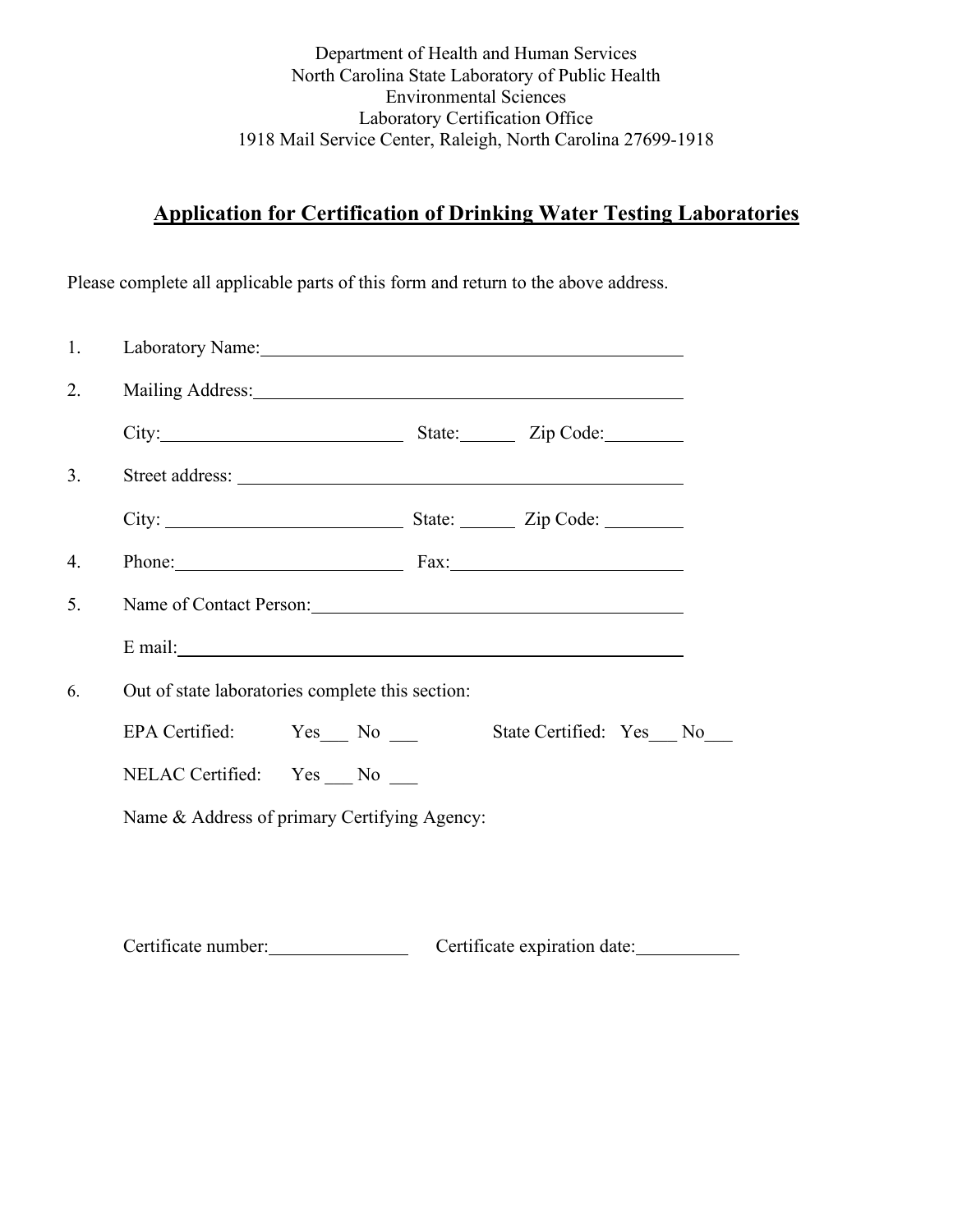Department of Health and Human Services
North Carolina State Laboratory of Public Health
Environmental Sciences
Laboratory Certification Office
1918 Mail Service Center, Raleigh, North Carolina 27699-1918

## Application for Certification of Drinking Water Testing Laboratories

Please complete all applicable parts of this form and return to the above address.

1. Laboratory Name:\_\_\_\_\_\_\_\_\_\_\_\_\_\_\_\_\_\_\_\_\_\_\_\_\_\_\_\_\_\_\_\_\_\_\_\_\_\_\_\_

2. Mailing Address:\_\_\_\_\_\_\_\_\_\_\_\_\_\_\_\_\_\_\_\_\_\_\_\_\_\_\_\_\_\_\_\_\_\_\_\_\_\_\_\_

   City:\_\_\_\_\_\_\_\_\_\_\_\_\_\_\_\_\_\_\_\_\_ State:\_\_\_\_\_ Zip Code:\_\_\_\_\_\_\_

3. Street address: \_\_\_\_\_\_\_\_\_\_\_\_\_\_\_\_\_\_\_\_\_\_\_\_\_\_\_\_\_\_\_\_\_\_\_\_\_\_\_\_

   City: \_\_\_\_\_\_\_\_\_\_\_\_\_\_\_\_\_\_\_\_\_ State: \_\_\_\_\_ Zip Code: \_\_\_\_\_\_\_

4. Phone:\_\_\_\_\_\_\_\_\_\_\_\_\_\_\_\_\_\_\_\_\_ Fax:\_\_\_\_\_\_\_\_\_\_\_\_\_\_\_\_\_\_\_\_\_

5. Name of Contact Person:\_\_\_\_\_\_\_\_\_\_\_\_\_\_\_\_\_\_\_\_\_\_\_\_\_\_\_\_\_\_\_\_\_\_

   E mail:\_\_\_\_\_\_\_\_\_\_\_\_\_\_\_\_\_\_\_\_\_\_\_\_\_\_\_\_\_\_\_\_\_\_\_\_\_\_\_\_\_\_\_\_

6. Out of state laboratories complete this section:

   EPA Certified: Yes\_\_\_ No \_\_\_ State Certified: Yes\_\_\_ No\_\_\_

   NELAC Certified: Yes \_\_\_ No \_\_\_

   Name & Address of primary Certifying Agency:

   Certificate number:\_\_\_\_\_\_\_\_\_\_\_\_\_ Certificate expiration date:\_\_\_\_\_\_\_\_\_\_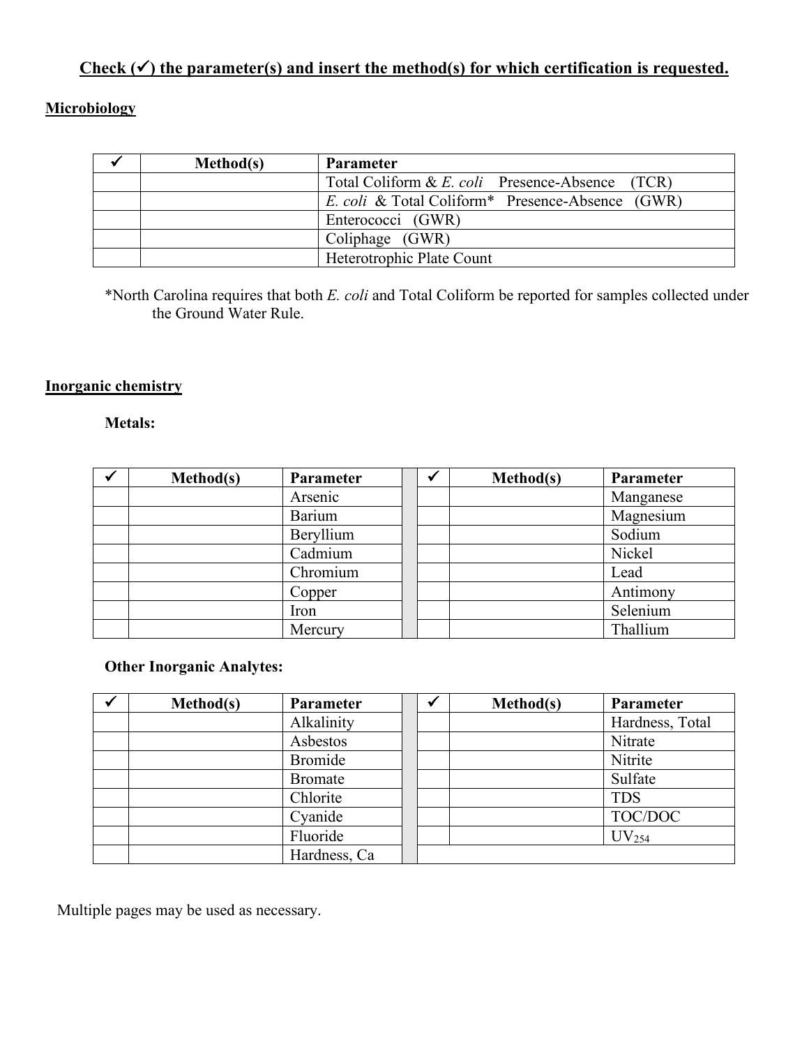**Check (✓) the parameter(s) and insert the method(s) for which certification is requested.**

**Microbiology**

| ✓ | Method(s) | Parameter |
|---|---|---|
| | | Total Coliform & *E. coli* Presence-Absence (TCR) |
| | | *E. coli* & Total Coliform* Presence-Absence (GWR) |
| | | Enterococci (GWR) |
| | | Coliphage (GWR) |
| | | Heterotrophic Plate Count |

*North Carolina requires that both *E. coli* and Total Coliform be reported for samples collected under the Ground Water Rule.

**Inorganic chemistry**

**Metals:**

| ✓ | Method(s) | Parameter | | ✓ | Method(s) | Parameter |
|---|---|---|---|---|---|---|
| | | Arsenic | | | | Manganese |
| | | Barium | | | | Magnesium |
| | | Beryllium | | | | Sodium |
| | | Cadmium | | | | Nickel |
| | | Chromium | | | | Lead |
| | | Copper | | | | Antimony |
| | | Iron | | | | Selenium |
| | | Mercury | | | | Thallium |

**Other Inorganic Analytes:**

| ✓ | Method(s) | Parameter | | ✓ | Method(s) | Parameter |
|---|---|---|---|---|---|---|
| | | Alkalinity | | | | Hardness, Total |
| | | Asbestos | | | | Nitrate |
| | | Bromide | | | | Nitrite |
| | | Bromate | | | | Sulfate |
| | | Chlorite | | | | TDS |
| | | Cyanide | | | | TOC/DOC |
| | | Fluoride | | | | $UV_{254}$ |
| | | Hardness, Ca | | | | |

Multiple pages may be used as necessary.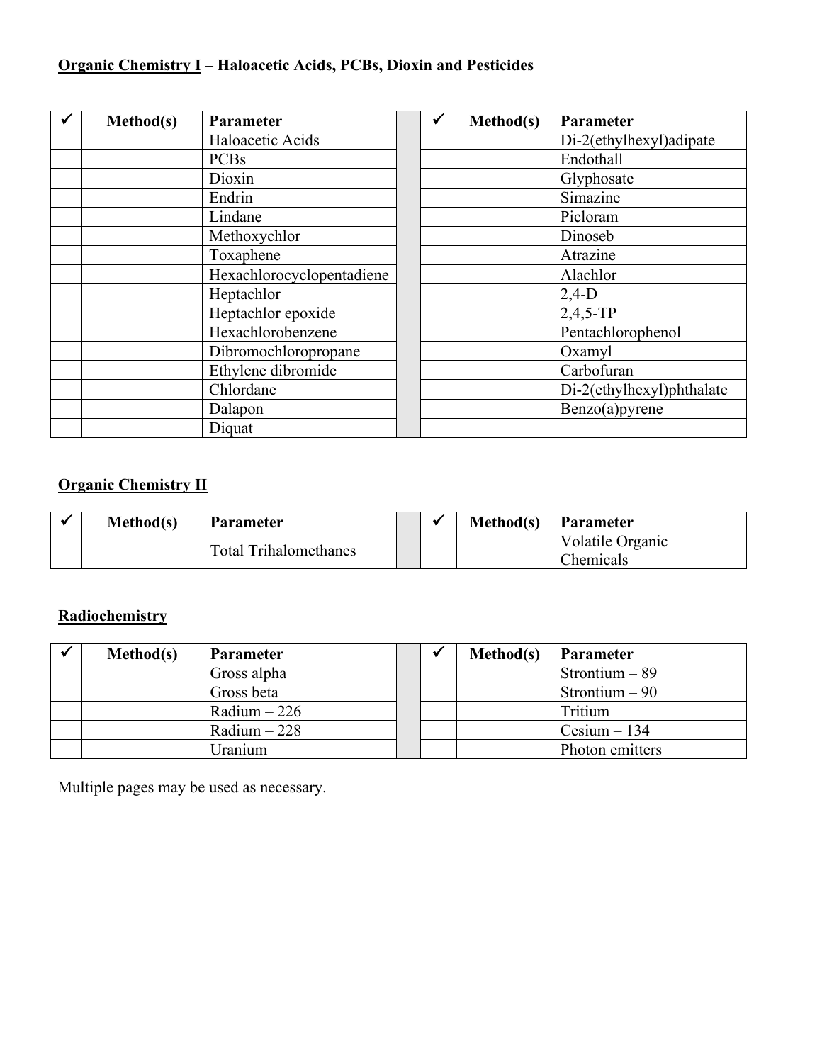**Organic Chemistry I** – **Haloacetic Acids, PCBs, Dioxin and Pesticides**

| ✔ | Method(s) | Parameter | | ✔ | Method(s) | Parameter |
|---|---|---|---|---|---|---|
| | | Haloacetic Acids | | | | Di-2(ethylhexyl)adipate |
| | | PCBs | | | | Endothall |
| | | Dioxin | | | | Glyphosate |
| | | Endrin | | | | Simazine |
| | | Lindane | | | | Picloram |
| | | Methoxychlor | | | | Dinoseb |
| | | Toxaphene | | | | Atrazine |
| | | Hexachlorocyclopentadiene | | | | Alachlor |
| | | Heptachlor | | | | 2,4-D |
| | | Heptachlor epoxide | | | | 2,4,5-TP |
| | | Hexachlorobenzene | | | | Pentachlorophenol |
| | | Dibromochloropropane | | | | Oxamyl |
| | | Ethylene dibromide | | | | Carbofuran |
| | | Chlordane | | | | Di-2(ethylhexyl)phthalate |
| | | Dalapon | | | | Benzo(a)pyrene |
| | | Diquat | | | | |

**Organic Chemistry II**

| ✔ | Method(s) | Parameter | | ✔ | Method(s) | Parameter |
|---|---|---|---|---|---|---|
| | | Total Trihalomethanes | | | | Volatile Organic Chemicals |

**Radiochemistry**

| ✔ | Method(s) | Parameter | | ✔ | Method(s) | Parameter |
|---|---|---|---|---|---|---|
| | | Gross alpha | | | | Strontium – 89 |
| | | Gross beta | | | | Strontium – 90 |
| | | Radium – 226 | | | | Tritium |
| | | Radium – 228 | | | | Cesium – 134 |
| | | Uranium | | | | Photon emitters |

Multiple pages may be used as necessary.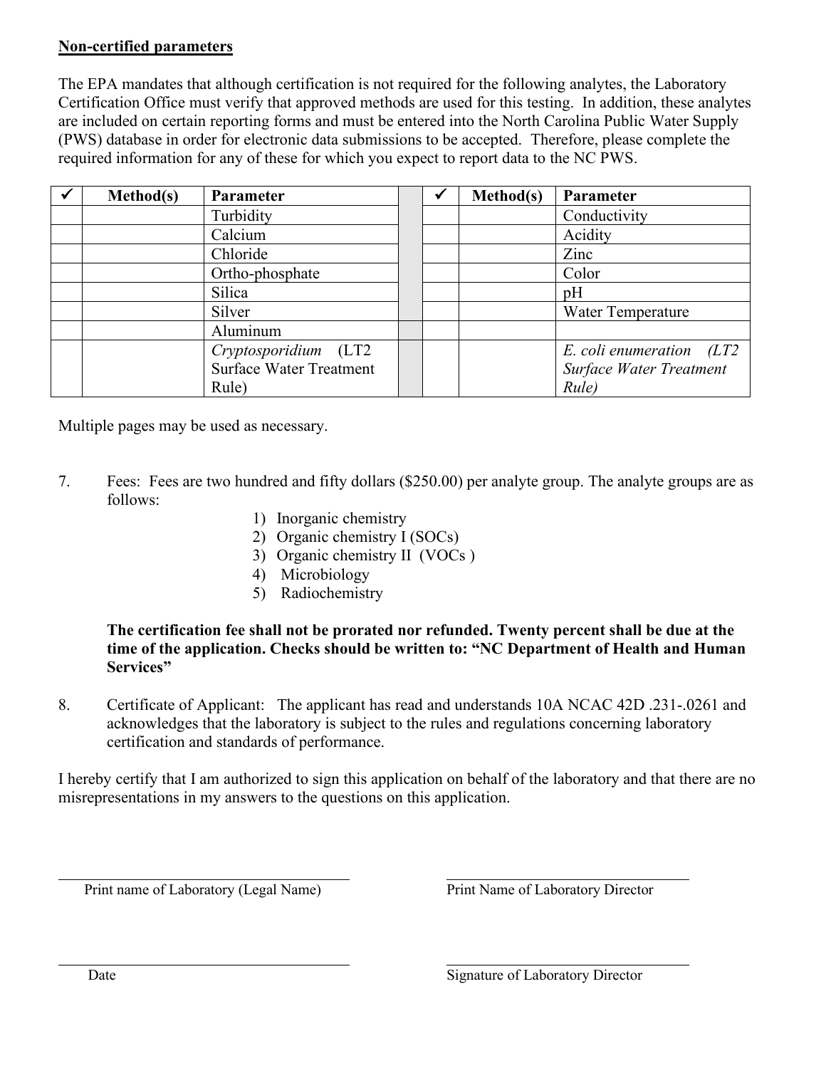**Non-certified parameters**

The EPA mandates that although certification is not required for the following analytes, the Laboratory Certification Office must verify that approved methods are used for this testing. In addition, these analytes are included on certain reporting forms and must be entered into the North Carolina Public Water Supply (PWS) database in order for electronic data submissions to be accepted. Therefore, please complete the required information for any of these for which you expect to report data to the NC PWS.

| ✓ | Method(s) | Parameter | | ✓ | Method(s) | Parameter |
|---|---|---|---|---|---|---|
| | | Turbidity | | | | Conductivity |
| | | Calcium | | | | Acidity |
| | | Chloride | | | | Zinc |
| | | Ortho-phosphate | | | | Color |
| | | Silica | | | | pH |
| | | Silver | | | | Water Temperature |
| | | Aluminum | | | | |
| | | *Cryptosporidium* (LT2 Surface Water Treatment Rule) | | | | *E. coli enumeration (LT2 Surface Water Treatment Rule)* |

Multiple pages may be used as necessary.

7. Fees: Fees are two hundred and fifty dollars ($250.00) per analyte group. The analyte groups are as follows:
   1) Inorganic chemistry
   2) Organic chemistry I (SOCs)
   3) Organic chemistry II (VOCs )
   4) Microbiology
   5) Radiochemistry

   **The certification fee shall not be prorated nor refunded. Twenty percent shall be due at the time of the application. Checks should be written to: "NC Department of Health and Human Services"**

8. Certificate of Applicant: The applicant has read and understands 10A NCAC 42D .231-.0261 and acknowledges that the laboratory is subject to the rules and regulations concerning laboratory certification and standards of performance.

I hereby certify that I am authorized to sign this application on behalf of the laboratory and that there are no misrepresentations in my answers to the questions on this application.

_______________________________ Print name of Laboratory (Legal Name)

_______________________________ Print Name of Laboratory Director

_______________________________ Date

_______________________________ Signature of Laboratory Director